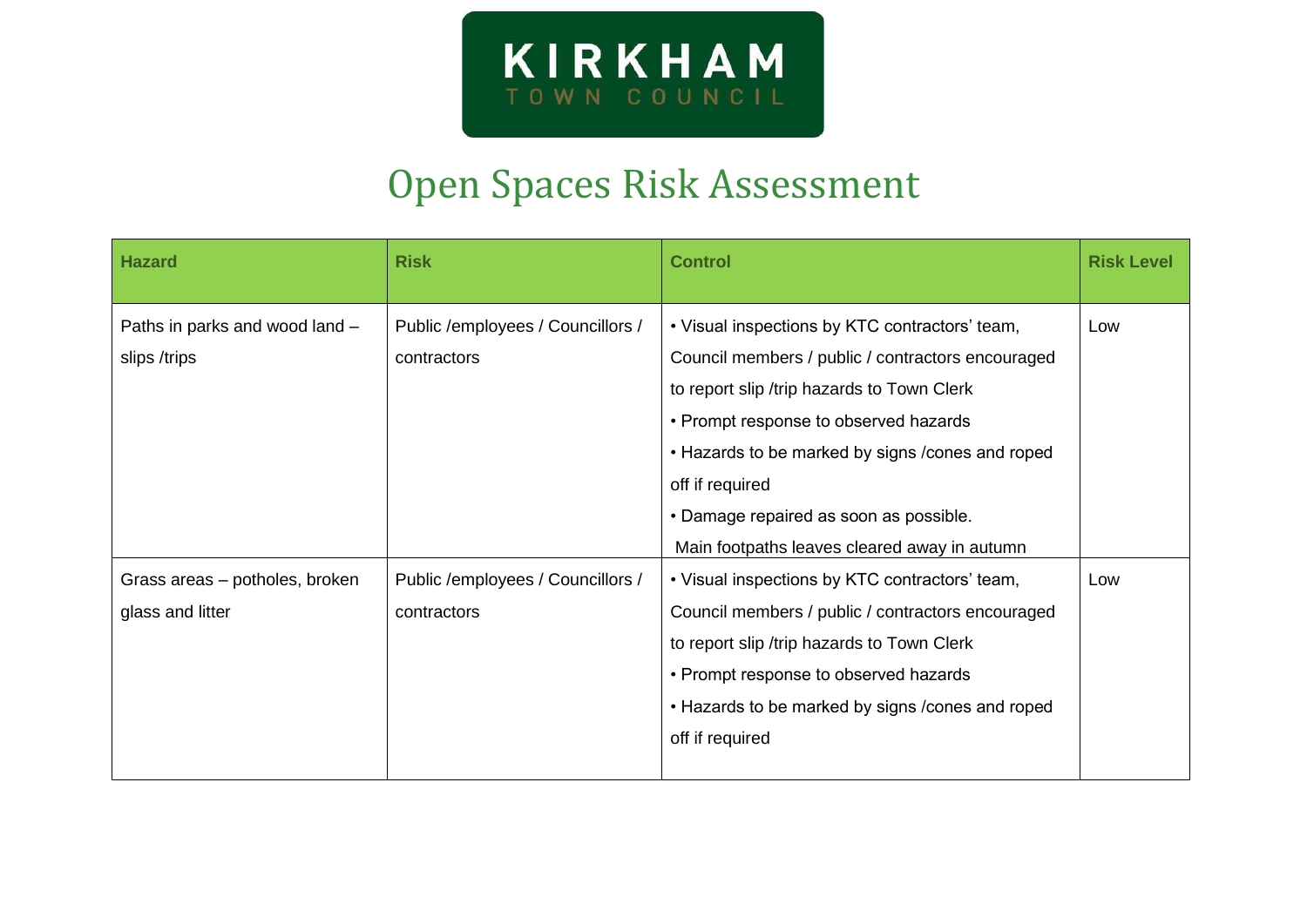KIRKHAM
TOWN COUNCIL

# Open Spaces Risk Assessment

| Hazard | Risk | Control | Risk Level |
| --- | --- | --- | --- |
| Paths in parks and wood land – slips /trips | Public /employees / Councillors / contractors | • Visual inspections by KTC contractors' team, Council members / public / contractors encouraged to report slip /trip hazards to Town Clerk<br>• Prompt response to observed hazards<br>• Hazards to be marked by signs /cones and roped off if required<br>• Damage repaired as soon as possible.<br>Main footpaths leaves cleared away in autumn | Low |
| Grass areas – potholes, broken glass and litter | Public /employees / Councillors / contractors | • Visual inspections by KTC contractors' team, Council members / public / contractors encouraged to report slip /trip hazards to Town Clerk<br>• Prompt response to observed hazards<br>• Hazards to be marked by signs /cones and roped off if required | Low |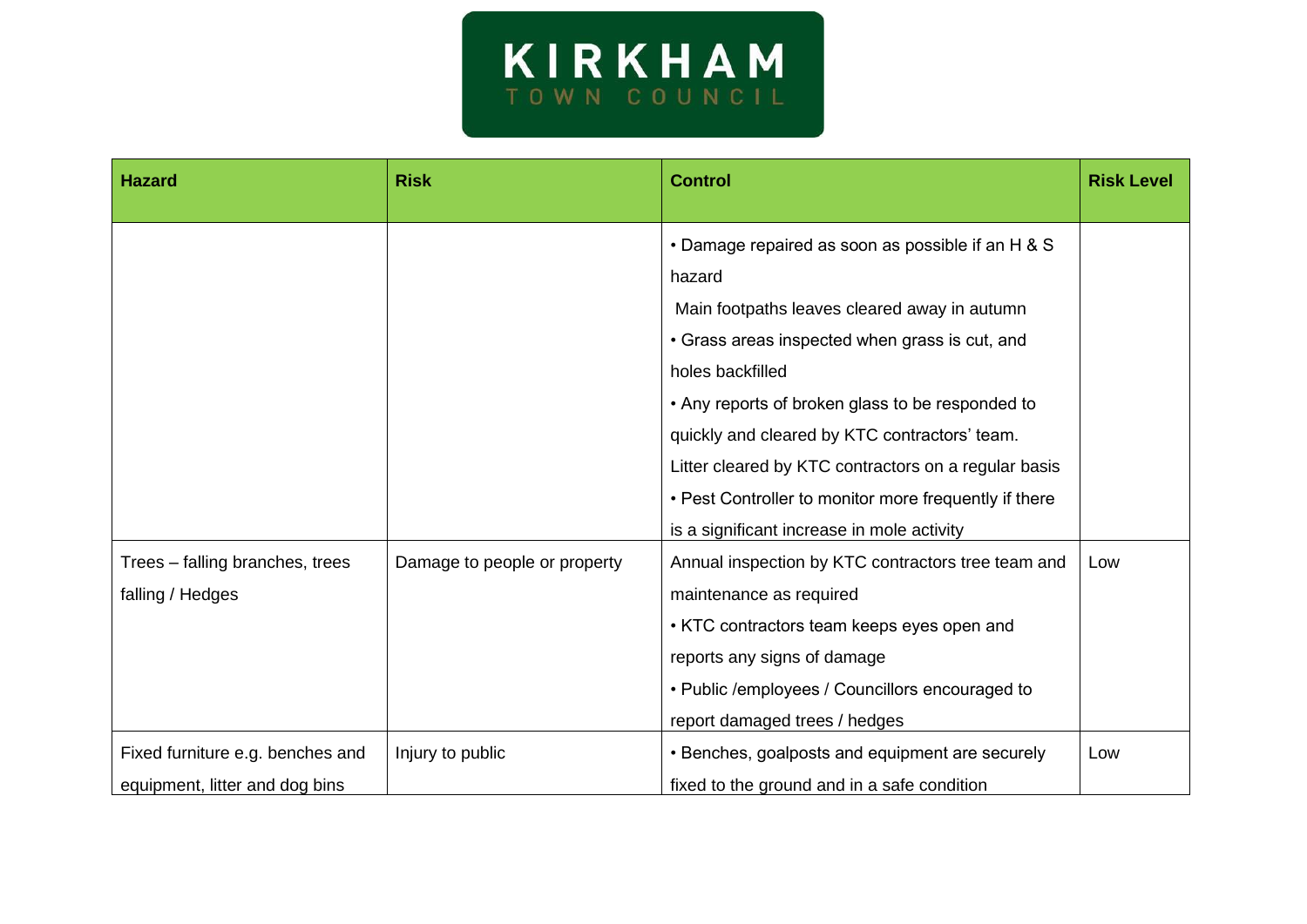| Hazard | Risk | Control | Risk Level |
|---|---|---|---|
| | | • Damage repaired as soon as possible if an H & S hazard<br>Main footpaths leaves cleared away in autumn<br>• Grass areas inspected when grass is cut, and holes backfilled<br>• Any reports of broken glass to be responded to quickly and cleared by KTC contractors' team.<br>Litter cleared by KTC contractors on a regular basis<br>• Pest Controller to monitor more frequently if there is a significant increase in mole activity | |
| Trees – falling branches, trees falling / Hedges | Damage to people or property | Annual inspection by KTC contractors tree team and maintenance as required<br>• KTC contractors team keeps eyes open and reports any signs of damage<br>• Public /employees / Councillors encouraged to report damaged trees / hedges | Low |
| Fixed furniture e.g. benches and equipment, litter and dog bins | Injury to public | • Benches, goalposts and equipment are securely fixed to the ground and in a safe condition | Low |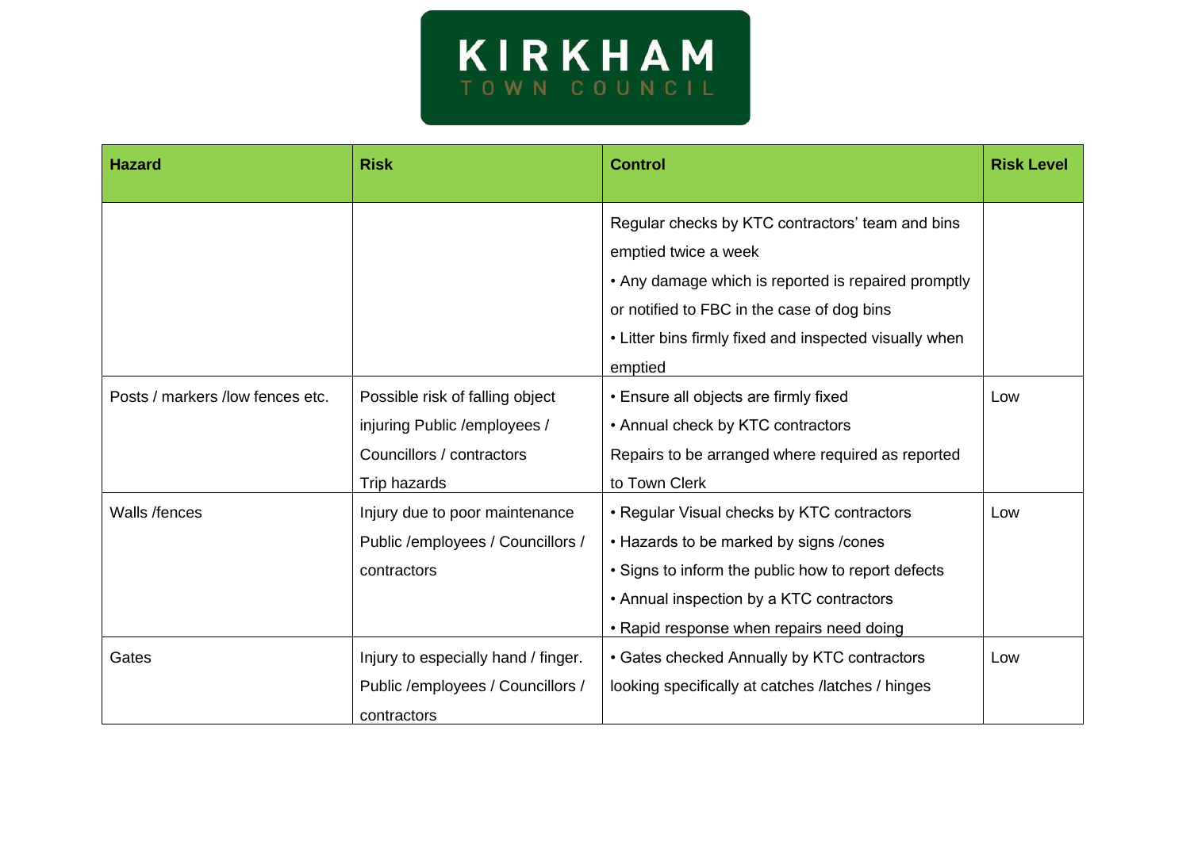| Hazard | Risk | Control | Risk Level |
|---|---|---|---|
| | | Regular checks by KTC contractors' team and bins emptied twice a week<br>• Any damage which is reported is repaired promptly or notified to FBC in the case of dog bins<br>• Litter bins firmly fixed and inspected visually when emptied | |
| Posts / markers /low fences etc. | Possible risk of falling object injuring Public /employees / Councillors / contractors<br>Trip hazards | • Ensure all objects are firmly fixed<br>• Annual check by KTC contractors<br>Repairs to be arranged where required as reported to Town Clerk | Low |
| Walls /fences | Injury due to poor maintenance Public /employees / Councillors / contractors | • Regular Visual checks by KTC contractors<br>• Hazards to be marked by signs /cones<br>• Signs to inform the public how to report defects<br>• Annual inspection by a KTC contractors<br>• Rapid response when repairs need doing | Low |
| Gates | Injury to especially hand / finger. Public /employees / Councillors / contractors | • Gates checked Annually by KTC contractors looking specifically at catches /latches / hinges | Low |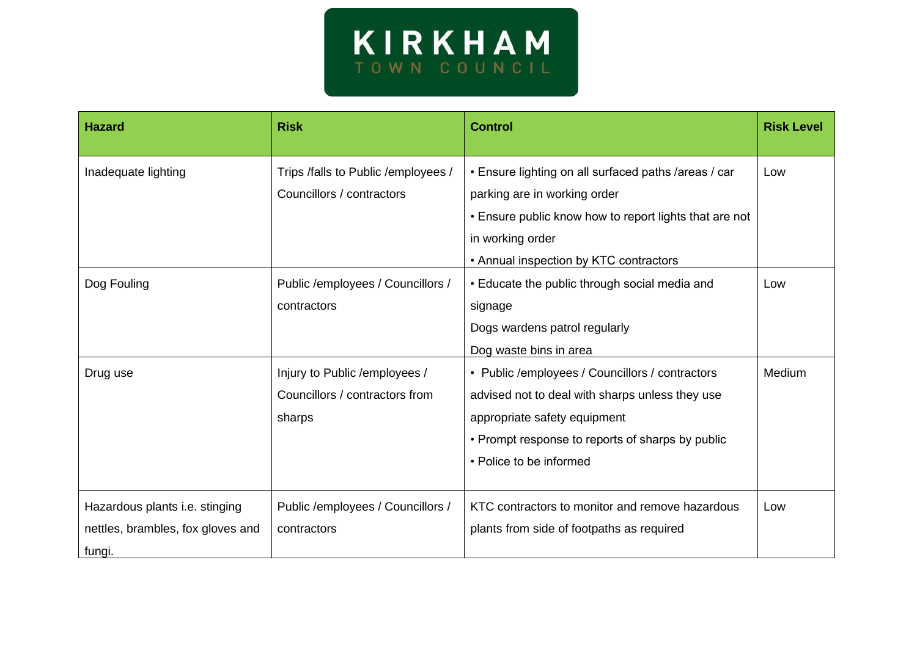KIRKHAM
TOWN COUNCIL

| Hazard | Risk | Control | Risk Level |
|---|---|---|---|
| Inadequate lighting | Trips /falls to Public /employees / Councillors / contractors | • Ensure lighting on all surfaced paths /areas / car parking are in working order<br>• Ensure public know how to report lights that are not in working order<br>• Annual inspection by KTC contractors | Low |
| Dog Fouling | Public /employees / Councillors / contractors | • Educate the public through social media and signage<br>Dogs wardens patrol regularly<br>Dog waste bins in area | Low |
| Drug use | Injury to Public /employees / Councillors / contractors from sharps | • Public /employees / Councillors / contractors advised not to deal with sharps unless they use appropriate safety equipment<br>• Prompt response to reports of sharps by public<br>• Police to be informed | Medium |
| Hazardous plants i.e. stinging nettles, brambles, fox gloves and fungi. | Public /employees / Councillors / contractors | KTC contractors to monitor and remove hazardous plants from side of footpaths as required | Low |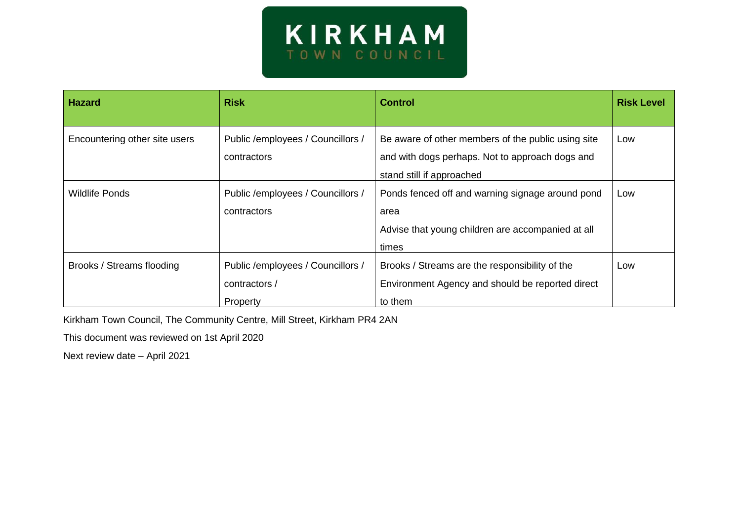KIRKHAM TOWN COUNCIL

| Hazard | Risk | Control | Risk Level |
|---|---|---|---|
| Encountering other site users | Public /employees / Councillors / contractors | Be aware of other members of the public using site and with dogs perhaps. Not to approach dogs and stand still if approached | Low |
| Wildlife Ponds | Public /employees / Councillors / contractors | Ponds fenced off and warning signage around pond area<br>Advise that young children are accompanied at all times | Low |
| Brooks / Streams flooding | Public /employees / Councillors / contractors / Property | Brooks / Streams are the responsibility of the Environment Agency and should be reported direct to them | Low |

Kirkham Town Council, The Community Centre, Mill Street, Kirkham PR4 2AN

This document was reviewed on 1st April 2020

Next review date – April 2021